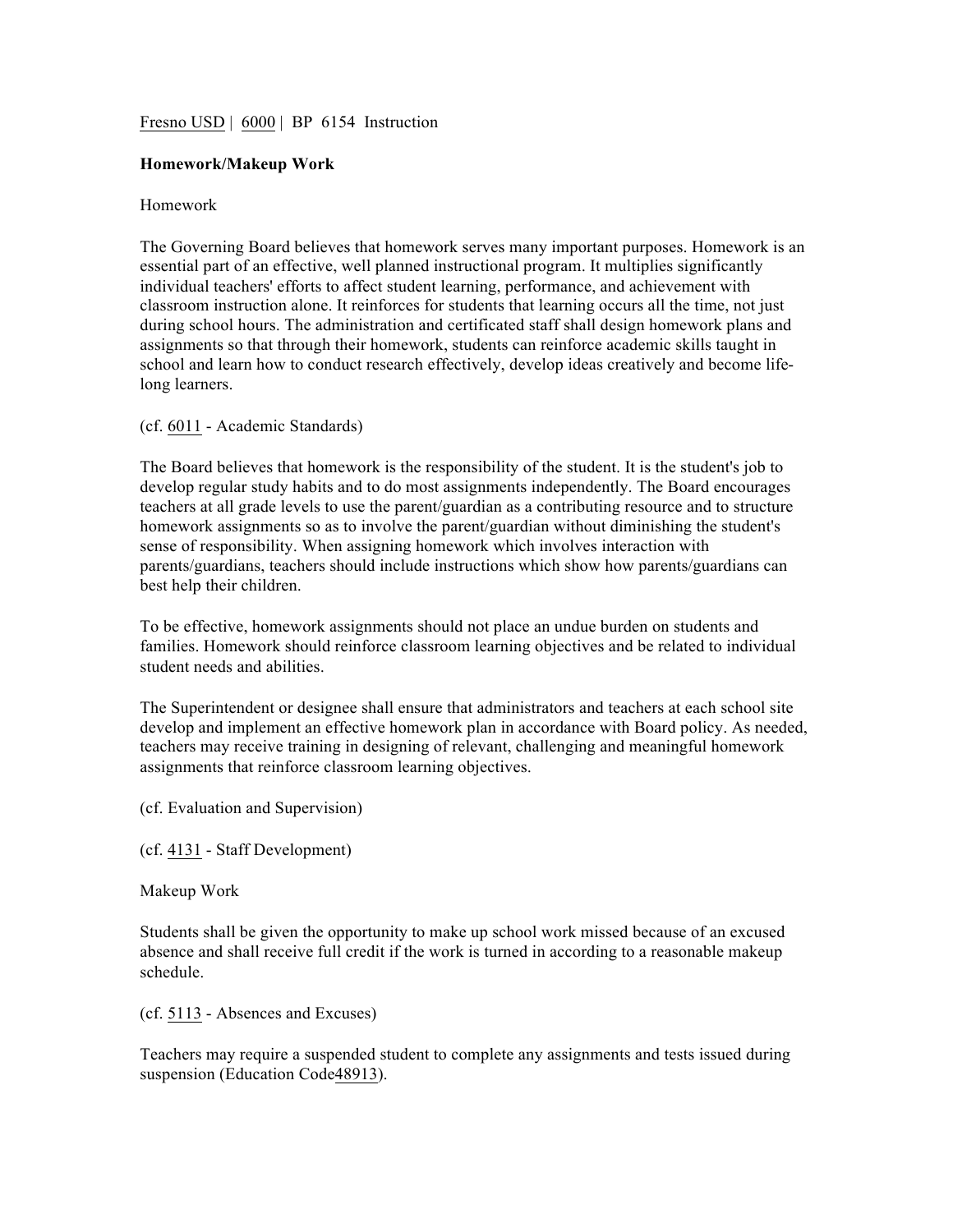Fresno USD | 6000 | BP 6154 Instruction

**Homework/Makeup Work**

Homework

The Governing Board believes that homework serves many important purposes. Homework is an essential part of an effective, well planned instructional program. It multiplies significantly individual teachers' efforts to affect student learning, performance, and achievement with classroom instruction alone. It reinforces for students that learning occurs all the time, not just during school hours. The administration and certificated staff shall design homework plans and assignments so that through their homework, students can reinforce academic skills taught in school and learn how to conduct research effectively, develop ideas creatively and become life-long learners.

(cf. 6011 - Academic Standards)

The Board believes that homework is the responsibility of the student. It is the student's job to develop regular study habits and to do most assignments independently. The Board encourages teachers at all grade levels to use the parent/guardian as a contributing resource and to structure homework assignments so as to involve the parent/guardian without diminishing the student's sense of responsibility. When assigning homework which involves interaction with parents/guardians, teachers should include instructions which show how parents/guardians can best help their children.

To be effective, homework assignments should not place an undue burden on students and families. Homework should reinforce classroom learning objectives and be related to individual student needs and abilities.

The Superintendent or designee shall ensure that administrators and teachers at each school site develop and implement an effective homework plan in accordance with Board policy. As needed, teachers may receive training in designing of relevant, challenging and meaningful homework assignments that reinforce classroom learning objectives.

(cf. Evaluation and Supervision)

(cf. 4131 - Staff Development)

Makeup Work

Students shall be given the opportunity to make up school work missed because of an excused absence and shall receive full credit if the work is turned in according to a reasonable makeup schedule.

(cf. 5113 - Absences and Excuses)

Teachers may require a suspended student to complete any assignments and tests issued during suspension (Education Code48913).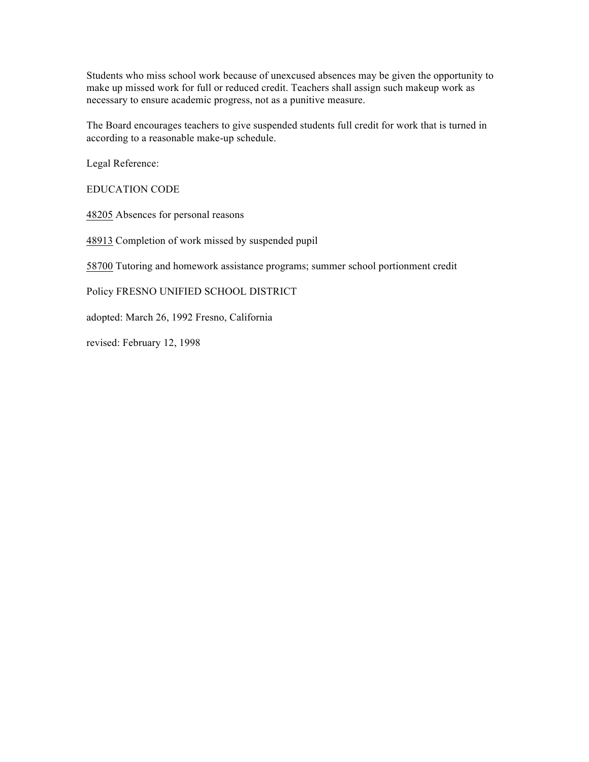Students who miss school work because of unexcused absences may be given the opportunity to make up missed work for full or reduced credit. Teachers shall assign such makeup work as necessary to ensure academic progress, not as a punitive measure.

The Board encourages teachers to give suspended students full credit for work that is turned in according to a reasonable make-up schedule.

Legal Reference:

EDUCATION CODE

48205 Absences for personal reasons

48913 Completion of work missed by suspended pupil

58700 Tutoring and homework assistance programs; summer school portionment credit

Policy FRESNO UNIFIED SCHOOL DISTRICT

adopted: March 26, 1992 Fresno, California

revised: February 12, 1998